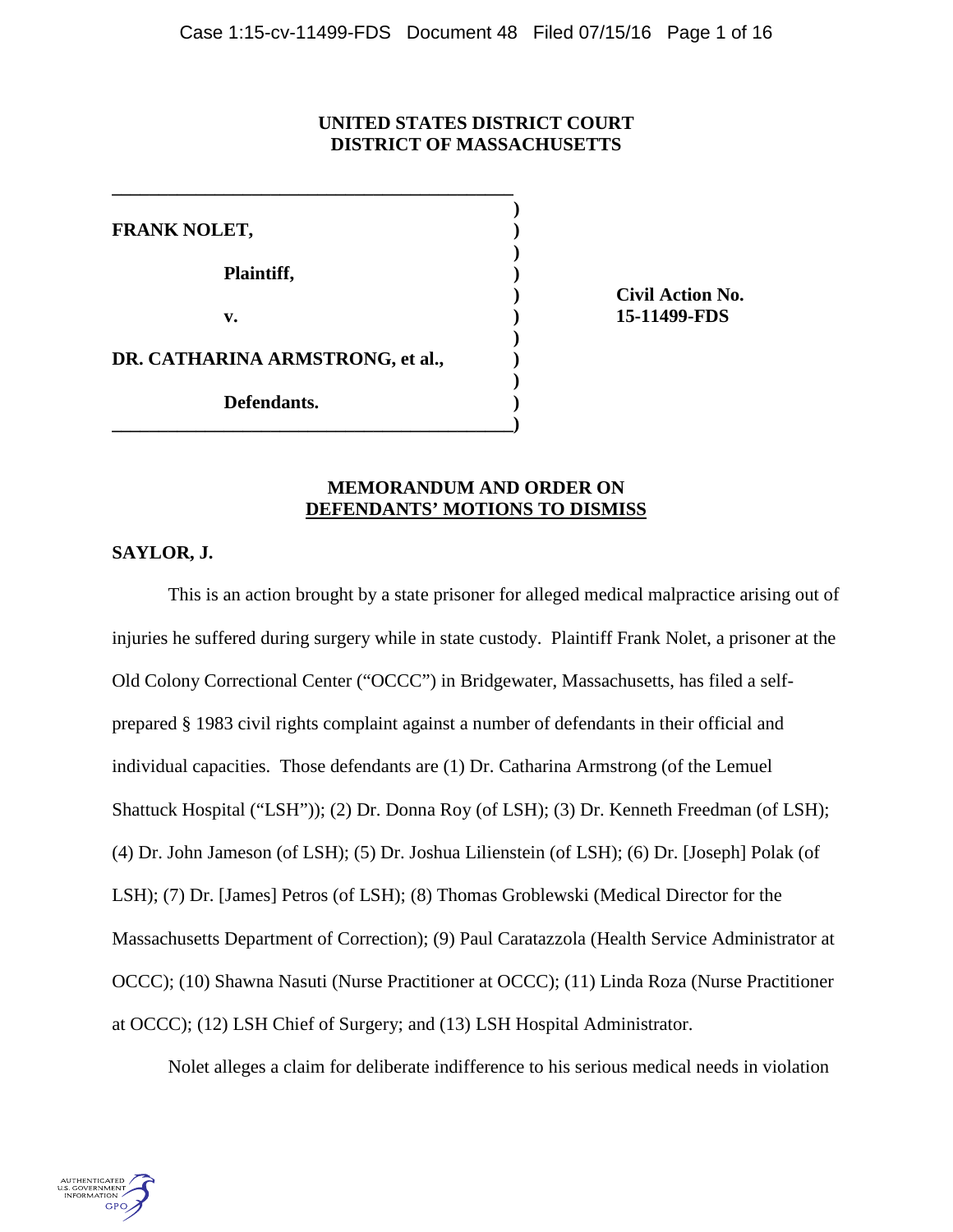**UNITED STATES DISTRICT COURT**
**DISTRICT OF MASSACHUSETTS**

| | | |
|---|---|---|
| **FRANK NOLET,** | ) | |
| **Plaintiff,** | ) | **Civil Action No.** |
| **v.** | ) | **15-11499-FDS** |
| **DR. CATHARINA ARMSTRONG, et al.,** | ) | |
| **Defendants.** | ) | |

## MEMORANDUM AND ORDER ON DEFENDANTS' MOTIONS TO DISMISS

**SAYLOR, J.**

This is an action brought by a state prisoner for alleged medical malpractice arising out of injuries he suffered during surgery while in state custody. Plaintiff Frank Nolet, a prisoner at the Old Colony Correctional Center ("OCCC") in Bridgewater, Massachusetts, has filed a self-prepared § 1983 civil rights complaint against a number of defendants in their official and individual capacities. Those defendants are (1) Dr. Catharina Armstrong (of the Lemuel Shattuck Hospital ("LSH")); (2) Dr. Donna Roy (of LSH); (3) Dr. Kenneth Freedman (of LSH); (4) Dr. John Jameson (of LSH); (5) Dr. Joshua Lilienstein (of LSH); (6) Dr. [Joseph] Polak (of LSH); (7) Dr. [James] Petros (of LSH); (8) Thomas Groblewski (Medical Director for the Massachusetts Department of Correction); (9) Paul Caratazzola (Health Service Administrator at OCCC); (10) Shawna Nasuti (Nurse Practitioner at OCCC); (11) Linda Roza (Nurse Practitioner at OCCC); (12) LSH Chief of Surgery; and (13) LSH Hospital Administrator.

Nolet alleges a claim for deliberate indifference to his serious medical needs in violation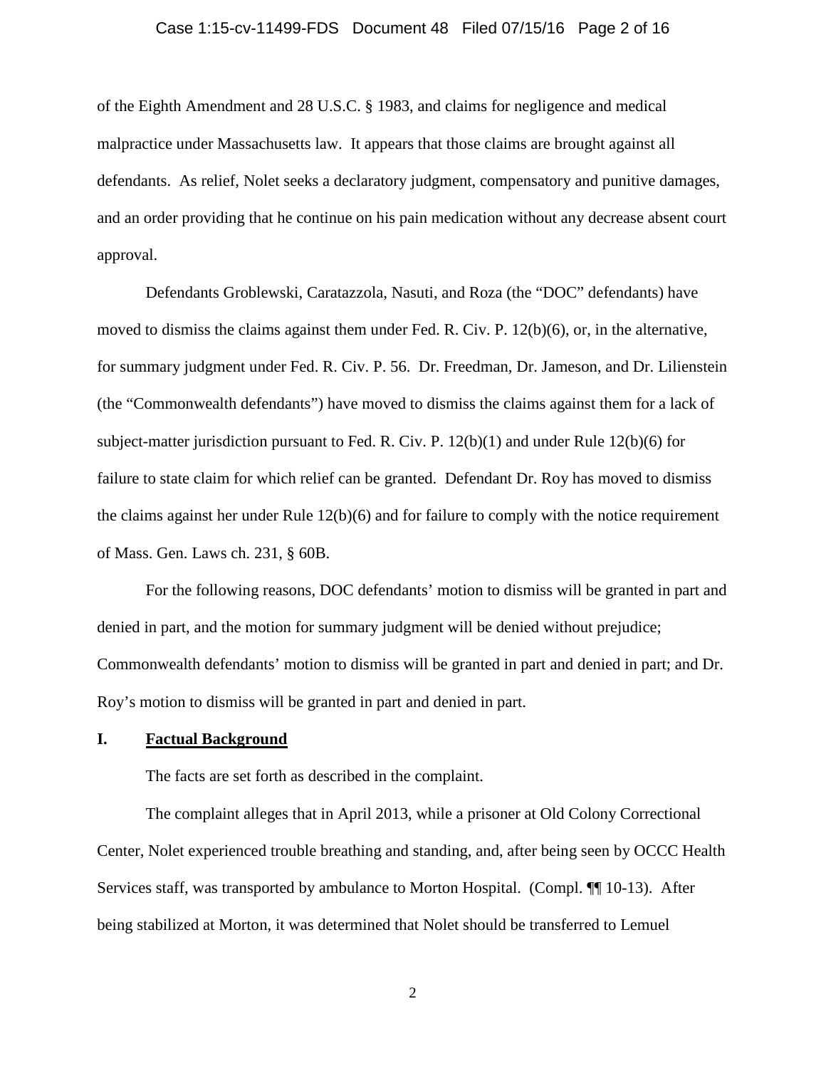of the Eighth Amendment and 28 U.S.C. § 1983, and claims for negligence and medical malpractice under Massachusetts law. It appears that those claims are brought against all defendants. As relief, Nolet seeks a declaratory judgment, compensatory and punitive damages, and an order providing that he continue on his pain medication without any decrease absent court approval.

Defendants Groblewski, Caratazzola, Nasuti, and Roza (the "DOC" defendants) have moved to dismiss the claims against them under Fed. R. Civ. P. 12(b)(6), or, in the alternative, for summary judgment under Fed. R. Civ. P. 56. Dr. Freedman, Dr. Jameson, and Dr. Lilienstein (the "Commonwealth defendants") have moved to dismiss the claims against them for a lack of subject-matter jurisdiction pursuant to Fed. R. Civ. P. 12(b)(1) and under Rule 12(b)(6) for failure to state claim for which relief can be granted. Defendant Dr. Roy has moved to dismiss the claims against her under Rule 12(b)(6) and for failure to comply with the notice requirement of Mass. Gen. Laws ch. 231, § 60B.

For the following reasons, DOC defendants' motion to dismiss will be granted in part and denied in part, and the motion for summary judgment will be denied without prejudice; Commonwealth defendants' motion to dismiss will be granted in part and denied in part; and Dr. Roy's motion to dismiss will be granted in part and denied in part.

## I. <u>Factual Background</u>

The facts are set forth as described in the complaint.

The complaint alleges that in April 2013, while a prisoner at Old Colony Correctional Center, Nolet experienced trouble breathing and standing, and, after being seen by OCCC Health Services staff, was transported by ambulance to Morton Hospital. (Compl. ¶¶ 10-13). After being stabilized at Morton, it was determined that Nolet should be transferred to Lemuel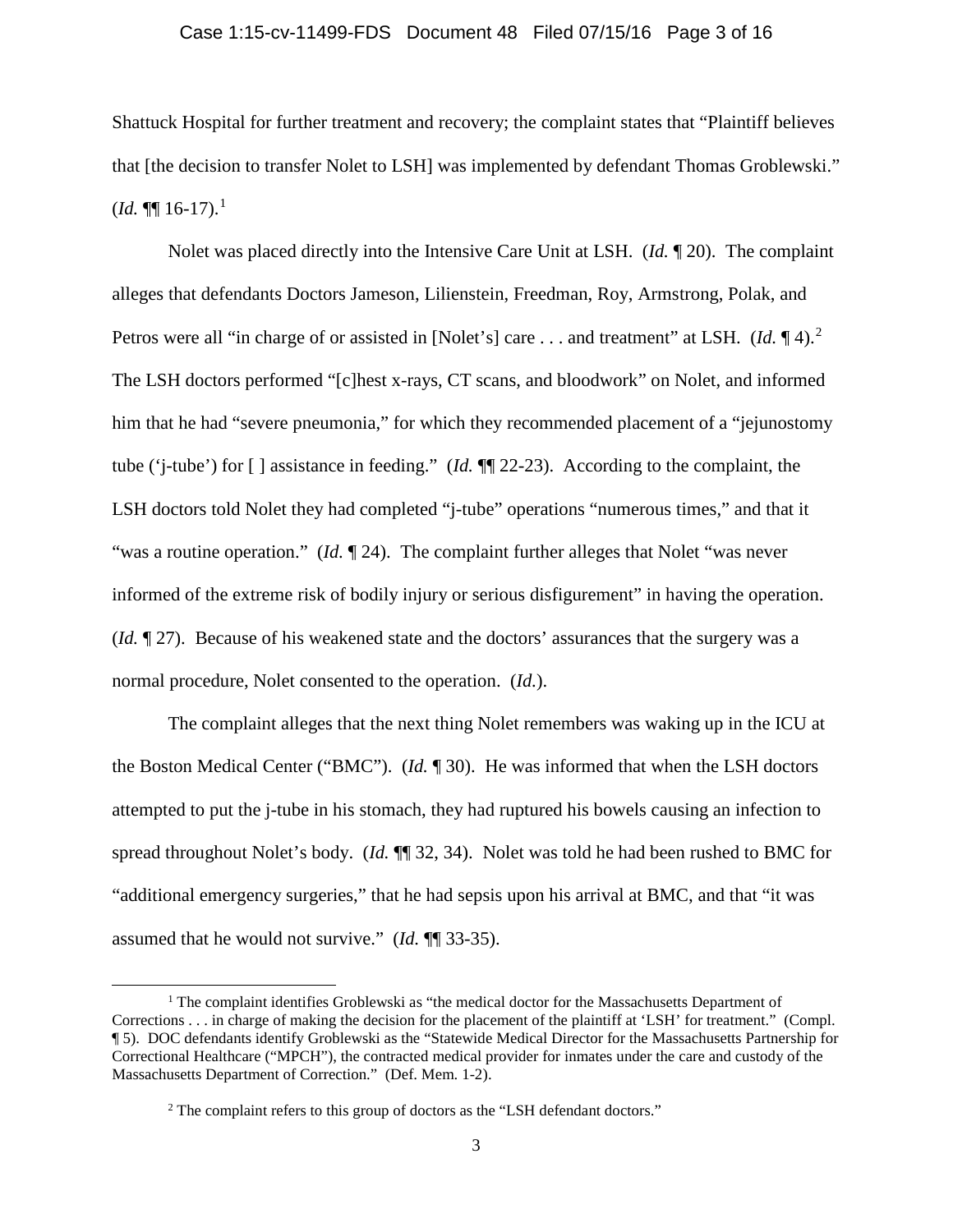Shattuck Hospital for further treatment and recovery; the complaint states that "Plaintiff believes that [the decision to transfer Nolet to LSH] was implemented by defendant Thomas Groblewski." (*Id.* ¶¶ 16-17).[1]

Nolet was placed directly into the Intensive Care Unit at LSH. (*Id.* ¶ 20). The complaint alleges that defendants Doctors Jameson, Lilienstein, Freedman, Roy, Armstrong, Polak, and Petros were all "in charge of or assisted in [Nolet's] care . . . and treatment" at LSH. (*Id.* ¶ 4).[2] The LSH doctors performed "[c]hest x-rays, CT scans, and bloodwork" on Nolet, and informed him that he had "severe pneumonia," for which they recommended placement of a "jejunostomy tube ('j-tube') for [ ] assistance in feeding." (*Id.* ¶¶ 22-23). According to the complaint, the LSH doctors told Nolet they had completed "j-tube" operations "numerous times," and that it "was a routine operation." (*Id.* ¶ 24). The complaint further alleges that Nolet "was never informed of the extreme risk of bodily injury or serious disfigurement" in having the operation. (*Id.* ¶ 27). Because of his weakened state and the doctors' assurances that the surgery was a normal procedure, Nolet consented to the operation. (*Id.*).

The complaint alleges that the next thing Nolet remembers was waking up in the ICU at the Boston Medical Center ("BMC"). (*Id.* ¶ 30). He was informed that when the LSH doctors attempted to put the j-tube in his stomach, they had ruptured his bowels causing an infection to spread throughout Nolet's body. (*Id.* ¶¶ 32, 34). Nolet was told he had been rushed to BMC for "additional emergency surgeries," that he had sepsis upon his arrival at BMC, and that "it was assumed that he would not survive." (*Id.* ¶¶ 33-35).

---

[1] The complaint identifies Groblewski as "the medical doctor for the Massachusetts Department of Corrections . . . in charge of making the decision for the placement of the plaintiff at 'LSH' for treatment." (Compl. ¶ 5). DOC defendants identify Groblewski as the "Statewide Medical Director for the Massachusetts Partnership for Correctional Healthcare ("MPCH"), the contracted medical provider for inmates under the care and custody of the Massachusetts Department of Correction." (Def. Mem. 1-2).

[2] The complaint refers to this group of doctors as the "LSH defendant doctors."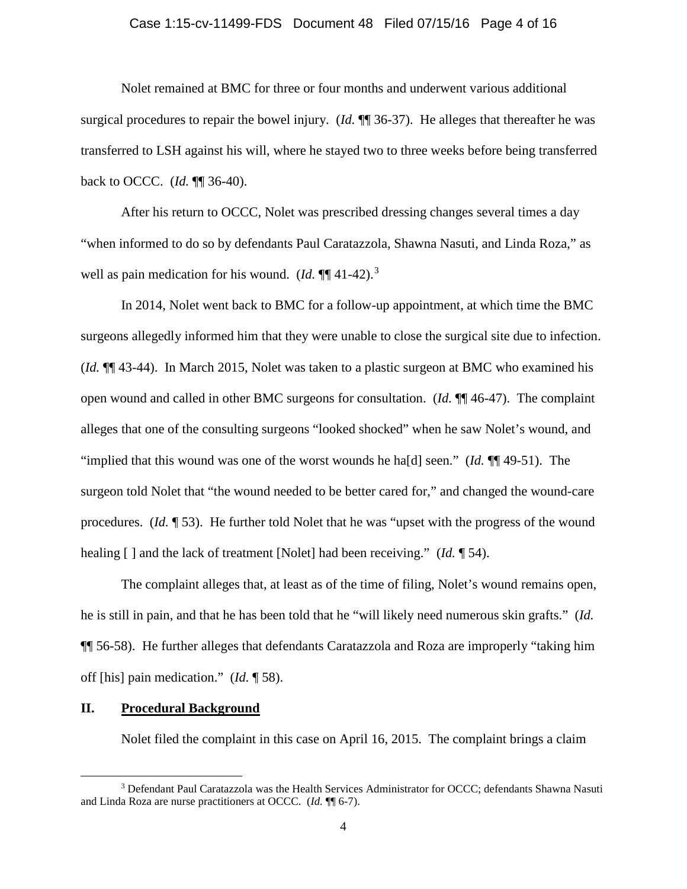Nolet remained at BMC for three or four months and underwent various additional surgical procedures to repair the bowel injury. (*Id.* ¶¶ 36-37). He alleges that thereafter he was transferred to LSH against his will, where he stayed two to three weeks before being transferred back to OCCC. (*Id.* ¶¶ 36-40).

After his return to OCCC, Nolet was prescribed dressing changes several times a day "when informed to do so by defendants Paul Caratazzola, Shawna Nasuti, and Linda Roza," as well as pain medication for his wound. (*Id.* ¶¶ 41-42).[3]

In 2014, Nolet went back to BMC for a follow-up appointment, at which time the BMC surgeons allegedly informed him that they were unable to close the surgical site due to infection. (*Id.* ¶¶ 43-44). In March 2015, Nolet was taken to a plastic surgeon at BMC who examined his open wound and called in other BMC surgeons for consultation. (*Id.* ¶¶ 46-47). The complaint alleges that one of the consulting surgeons "looked shocked" when he saw Nolet's wound, and "implied that this wound was one of the worst wounds he ha[d] seen." (*Id.* ¶¶ 49-51). The surgeon told Nolet that "the wound needed to be better cared for," and changed the wound-care procedures. (*Id.* ¶ 53). He further told Nolet that he was "upset with the progress of the wound healing [ ] and the lack of treatment [Nolet] had been receiving." (*Id.* ¶ 54).

The complaint alleges that, at least as of the time of filing, Nolet's wound remains open, he is still in pain, and that he has been told that he "will likely need numerous skin grafts." (*Id.* ¶¶ 56-58). He further alleges that defendants Caratazzola and Roza are improperly "taking him off [his] pain medication." (*Id.* ¶ 58).

## II. Procedural Background

Nolet filed the complaint in this case on April 16, 2015. The complaint brings a claim

[3] Defendant Paul Caratazzola was the Health Services Administrator for OCCC; defendants Shawna Nasuti and Linda Roza are nurse practitioners at OCCC. (*Id.* ¶¶ 6-7).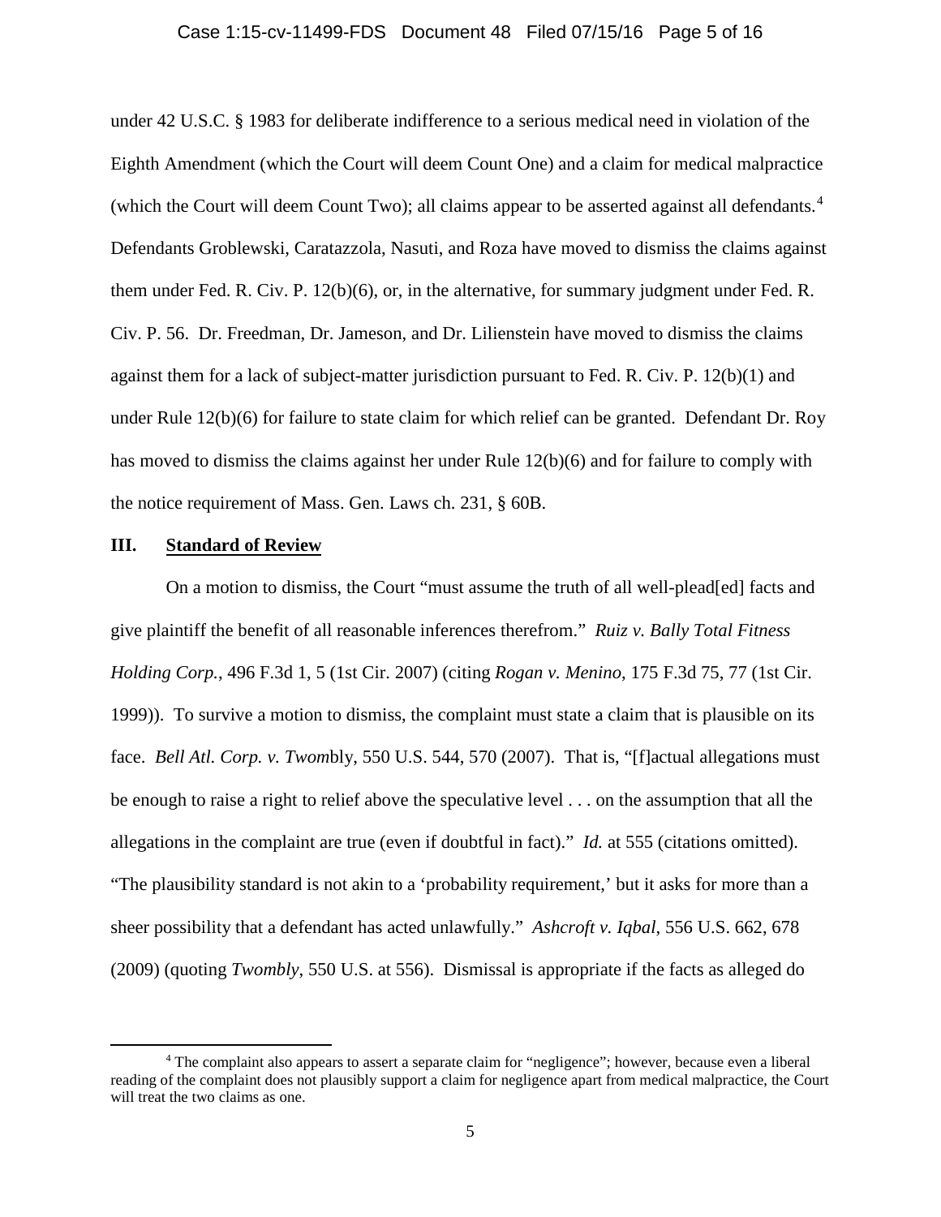under 42 U.S.C. § 1983 for deliberate indifference to a serious medical need in violation of the Eighth Amendment (which the Court will deem Count One) and a claim for medical malpractice (which the Court will deem Count Two); all claims appear to be asserted against all defendants.[4] Defendants Groblewski, Caratazzola, Nasuti, and Roza have moved to dismiss the claims against them under Fed. R. Civ. P. 12(b)(6), or, in the alternative, for summary judgment under Fed. R. Civ. P. 56. Dr. Freedman, Dr. Jameson, and Dr. Lilienstein have moved to dismiss the claims against them for a lack of subject-matter jurisdiction pursuant to Fed. R. Civ. P. 12(b)(1) and under Rule 12(b)(6) for failure to state claim for which relief can be granted. Defendant Dr. Roy has moved to dismiss the claims against her under Rule 12(b)(6) and for failure to comply with the notice requirement of Mass. Gen. Laws ch. 231, § 60B.

## III. **Standard of Review**

On a motion to dismiss, the Court "must assume the truth of all well-plead[ed] facts and give plaintiff the benefit of all reasonable inferences therefrom." *Ruiz v. Bally Total Fitness Holding Corp.*, 496 F.3d 1, 5 (1st Cir. 2007) (citing *Rogan v. Menino*, 175 F.3d 75, 77 (1st Cir. 1999)). To survive a motion to dismiss, the complaint must state a claim that is plausible on its face. *Bell Atl. Corp. v. Twom*bly, 550 U.S. 544, 570 (2007). That is, "[f]actual allegations must be enough to raise a right to relief above the speculative level . . . on the assumption that all the allegations in the complaint are true (even if doubtful in fact)." *Id.* at 555 (citations omitted). "The plausibility standard is not akin to a 'probability requirement,' but it asks for more than a sheer possibility that a defendant has acted unlawfully." *Ashcroft v. Iqbal*, 556 U.S. 662, 678 (2009) (quoting *Twombly*, 550 U.S. at 556). Dismissal is appropriate if the facts as alleged do

---

[4] The complaint also appears to assert a separate claim for "negligence"; however, because even a liberal reading of the complaint does not plausibly support a claim for negligence apart from medical malpractice, the Court will treat the two claims as one.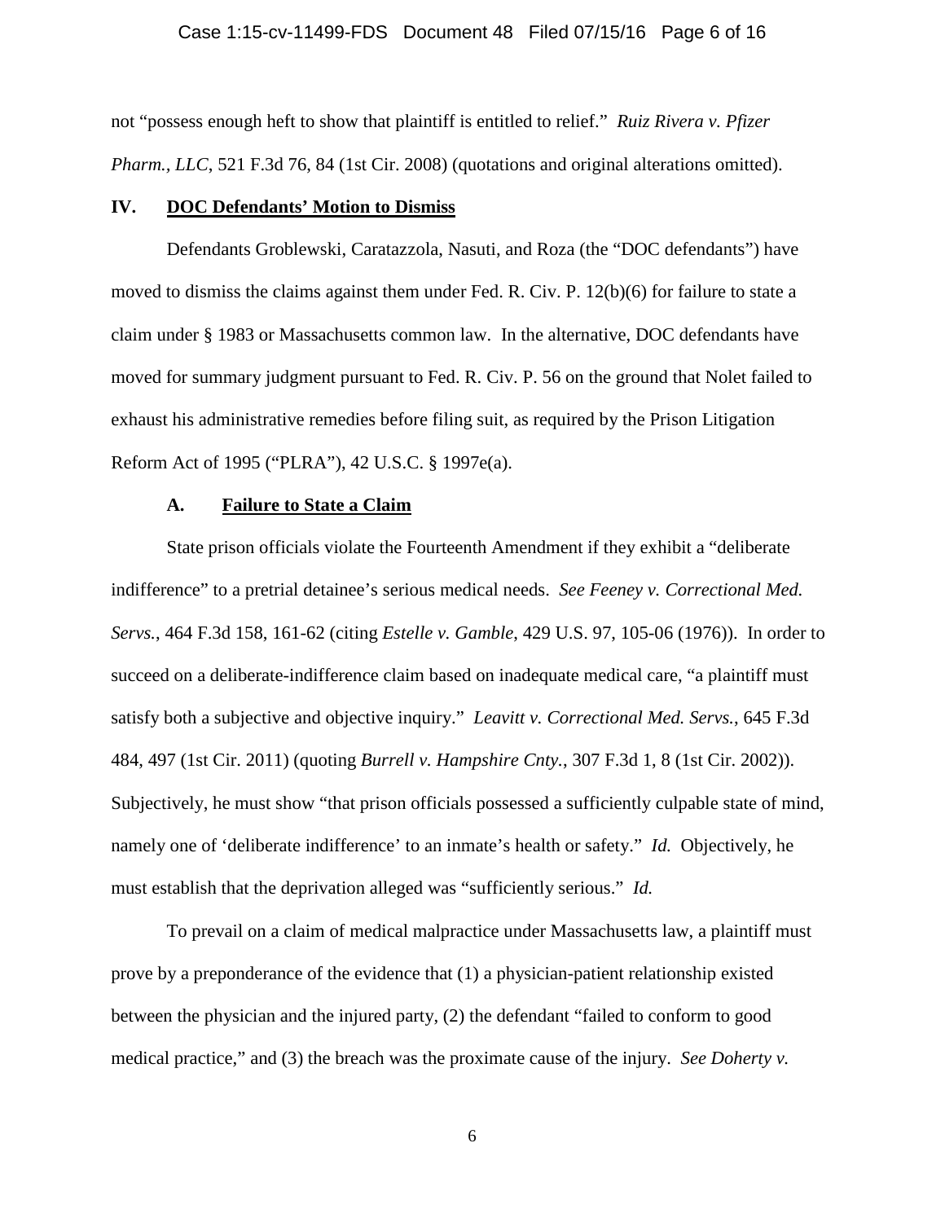not "possess enough heft to show that plaintiff is entitled to relief." *Ruiz Rivera v. Pfizer Pharm., LLC*, 521 F.3d 76, 84 (1st Cir. 2008) (quotations and original alterations omitted).

## IV. DOC Defendants' Motion to Dismiss

Defendants Groblewski, Caratazzola, Nasuti, and Roza (the "DOC defendants") have moved to dismiss the claims against them under Fed. R. Civ. P. 12(b)(6) for failure to state a claim under § 1983 or Massachusetts common law. In the alternative, DOC defendants have moved for summary judgment pursuant to Fed. R. Civ. P. 56 on the ground that Nolet failed to exhaust his administrative remedies before filing suit, as required by the Prison Litigation Reform Act of 1995 ("PLRA"), 42 U.S.C. § 1997e(a).

### A. Failure to State a Claim

State prison officials violate the Fourteenth Amendment if they exhibit a "deliberate indifference" to a pretrial detainee's serious medical needs. *See Feeney v. Correctional Med. Servs.*, 464 F.3d 158, 161-62 (citing *Estelle v. Gamble*, 429 U.S. 97, 105-06 (1976)). In order to succeed on a deliberate-indifference claim based on inadequate medical care, "a plaintiff must satisfy both a subjective and objective inquiry." *Leavitt v. Correctional Med. Servs.*, 645 F.3d 484, 497 (1st Cir. 2011) (quoting *Burrell v. Hampshire Cnty.*, 307 F.3d 1, 8 (1st Cir. 2002)). Subjectively, he must show "that prison officials possessed a sufficiently culpable state of mind, namely one of 'deliberate indifference' to an inmate's health or safety." *Id.* Objectively, he must establish that the deprivation alleged was "sufficiently serious." *Id.*

To prevail on a claim of medical malpractice under Massachusetts law, a plaintiff must prove by a preponderance of the evidence that (1) a physician-patient relationship existed between the physician and the injured party, (2) the defendant "failed to conform to good medical practice," and (3) the breach was the proximate cause of the injury. *See Doherty v.*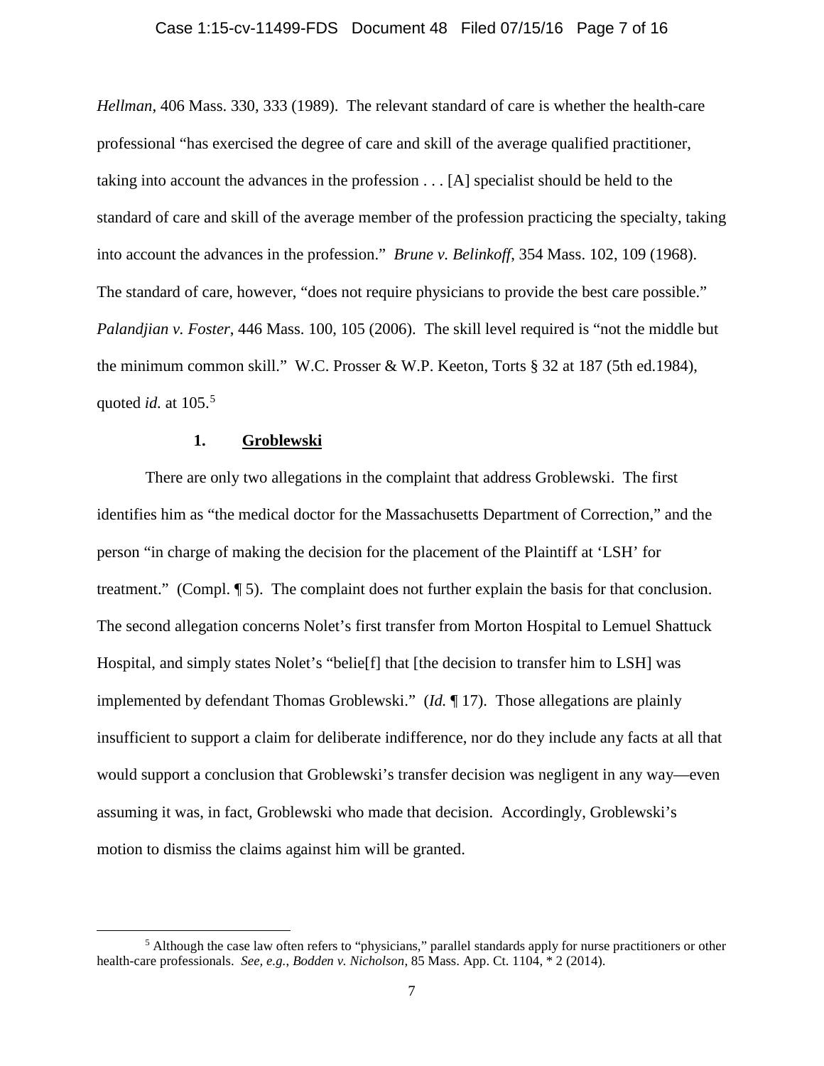*Hellman*, 406 Mass. 330, 333 (1989). The relevant standard of care is whether the health-care professional "has exercised the degree of care and skill of the average qualified practitioner, taking into account the advances in the profession . . . [A] specialist should be held to the standard of care and skill of the average member of the profession practicing the specialty, taking into account the advances in the profession." *Brune v. Belinkoff*, 354 Mass. 102, 109 (1968). The standard of care, however, "does not require physicians to provide the best care possible." *Palandjian v. Foster*, 446 Mass. 100, 105 (2006). The skill level required is "not the middle but the minimum common skill." W.C. Prosser & W.P. Keeton, Torts § 32 at 187 (5th ed.1984), quoted *id.* at 105.[5]

**1. <u>Groblewski</u>**

There are only two allegations in the complaint that address Groblewski. The first identifies him as "the medical doctor for the Massachusetts Department of Correction," and the person "in charge of making the decision for the placement of the Plaintiff at 'LSH' for treatment." (Compl. ¶ 5). The complaint does not further explain the basis for that conclusion. The second allegation concerns Nolet's first transfer from Morton Hospital to Lemuel Shattuck Hospital, and simply states Nolet's "belie[f] that [the decision to transfer him to LSH] was implemented by defendant Thomas Groblewski." (*Id.* ¶ 17). Those allegations are plainly insufficient to support a claim for deliberate indifference, nor do they include any facts at all that would support a conclusion that Groblewski's transfer decision was negligent in any way—even assuming it was, in fact, Groblewski who made that decision. Accordingly, Groblewski's motion to dismiss the claims against him will be granted.

[5] Although the case law often refers to "physicians," parallel standards apply for nurse practitioners or other health-care professionals. *See, e.g.*, *Bodden v. Nicholson*, 85 Mass. App. Ct. 1104, * 2 (2014).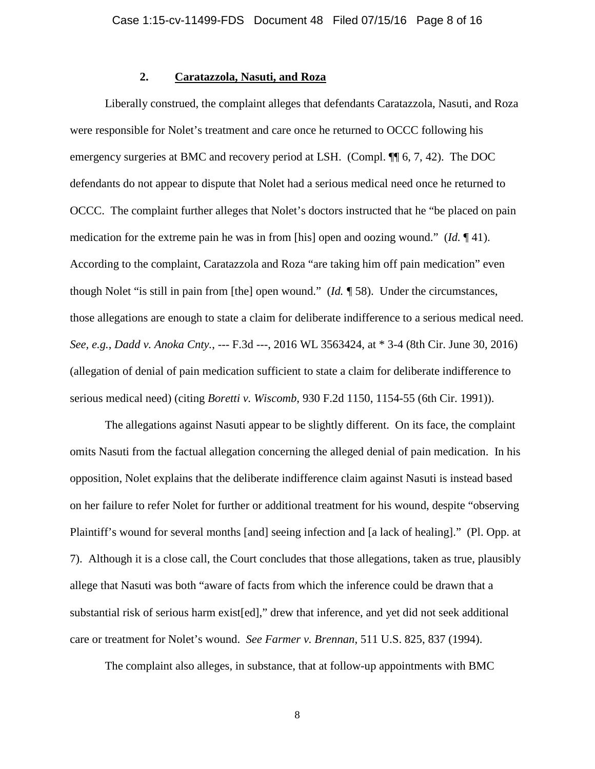### 2. **Caratazzola, Nasuti, and Roza**

Liberally construed, the complaint alleges that defendants Caratazzola, Nasuti, and Roza were responsible for Nolet's treatment and care once he returned to OCCC following his emergency surgeries at BMC and recovery period at LSH. (Compl. ¶¶ 6, 7, 42). The DOC defendants do not appear to dispute that Nolet had a serious medical need once he returned to OCCC. The complaint further alleges that Nolet's doctors instructed that he "be placed on pain medication for the extreme pain he was in from [his] open and oozing wound." (*Id.* ¶ 41). According to the complaint, Caratazzola and Roza "are taking him off pain medication" even though Nolet "is still in pain from [the] open wound." (*Id.* ¶ 58). Under the circumstances, those allegations are enough to state a claim for deliberate indifference to a serious medical need. *See, e.g.*, *Dadd v. Anoka Cnty.*, --- F.3d ---, 2016 WL 3563424, at * 3-4 (8th Cir. June 30, 2016) (allegation of denial of pain medication sufficient to state a claim for deliberate indifference to serious medical need) (citing *Boretti v. Wiscomb*, 930 F.2d 1150, 1154-55 (6th Cir. 1991)).

The allegations against Nasuti appear to be slightly different. On its face, the complaint omits Nasuti from the factual allegation concerning the alleged denial of pain medication. In his opposition, Nolet explains that the deliberate indifference claim against Nasuti is instead based on her failure to refer Nolet for further or additional treatment for his wound, despite "observing Plaintiff's wound for several months [and] seeing infection and [a lack of healing]." (Pl. Opp. at 7). Although it is a close call, the Court concludes that those allegations, taken as true, plausibly allege that Nasuti was both "aware of facts from which the inference could be drawn that a substantial risk of serious harm exist[ed]," drew that inference, and yet did not seek additional care or treatment for Nolet's wound. *See Farmer v. Brennan*, 511 U.S. 825, 837 (1994).

The complaint also alleges, in substance, that at follow-up appointments with BMC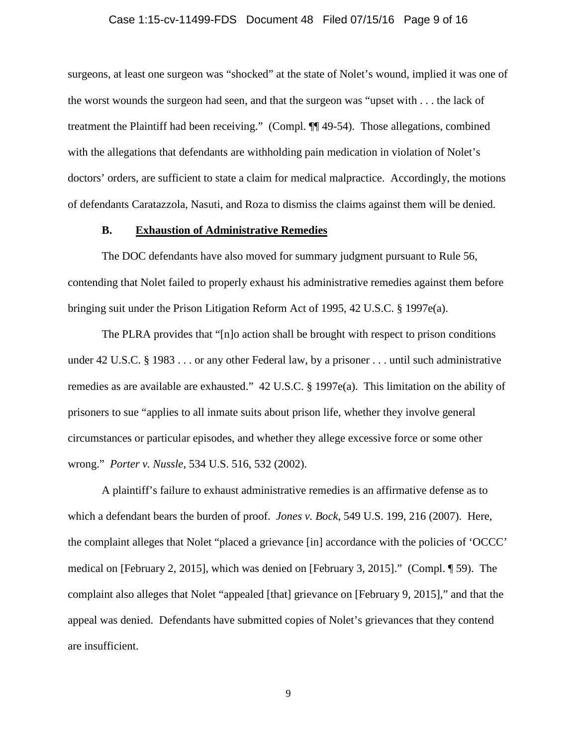surgeons, at least one surgeon was "shocked" at the state of Nolet's wound, implied it was one of the worst wounds the surgeon had seen, and that the surgeon was "upset with . . . the lack of treatment the Plaintiff had been receiving." (Compl. ¶¶ 49-54). Those allegations, combined with the allegations that defendants are withholding pain medication in violation of Nolet's doctors' orders, are sufficient to state a claim for medical malpractice. Accordingly, the motions of defendants Caratazzola, Nasuti, and Roza to dismiss the claims against them will be denied.

### B. Exhaustion of Administrative Remedies

The DOC defendants have also moved for summary judgment pursuant to Rule 56, contending that Nolet failed to properly exhaust his administrative remedies against them before bringing suit under the Prison Litigation Reform Act of 1995, 42 U.S.C. § 1997e(a).

The PLRA provides that "[n]o action shall be brought with respect to prison conditions under 42 U.S.C. § 1983 . . . or any other Federal law, by a prisoner . . . until such administrative remedies as are available are exhausted." 42 U.S.C. § 1997e(a). This limitation on the ability of prisoners to sue "applies to all inmate suits about prison life, whether they involve general circumstances or particular episodes, and whether they allege excessive force or some other wrong." *Porter v. Nussle*, 534 U.S. 516, 532 (2002).

A plaintiff's failure to exhaust administrative remedies is an affirmative defense as to which a defendant bears the burden of proof. *Jones v. Bock*, 549 U.S. 199, 216 (2007). Here, the complaint alleges that Nolet "placed a grievance [in] accordance with the policies of 'OCCC' medical on [February 2, 2015], which was denied on [February 3, 2015]." (Compl. ¶ 59). The complaint also alleges that Nolet "appealed [that] grievance on [February 9, 2015]," and that the appeal was denied. Defendants have submitted copies of Nolet's grievances that they contend are insufficient.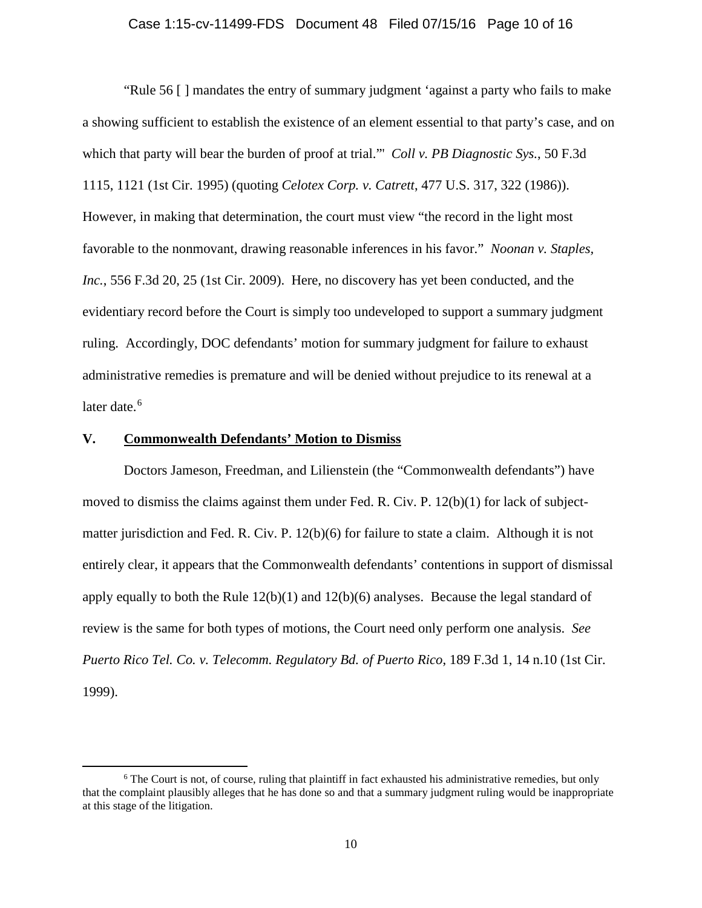"Rule 56 [ ] mandates the entry of summary judgment 'against a party who fails to make a showing sufficient to establish the existence of an element essential to that party's case, and on which that party will bear the burden of proof at trial.'" *Coll v. PB Diagnostic Sys.*, 50 F.3d 1115, 1121 (1st Cir. 1995) (quoting *Celotex Corp. v. Catrett*, 477 U.S. 317, 322 (1986)). However, in making that determination, the court must view "the record in the light most favorable to the nonmovant, drawing reasonable inferences in his favor." *Noonan v. Staples, Inc.*, 556 F.3d 20, 25 (1st Cir. 2009). Here, no discovery has yet been conducted, and the evidentiary record before the Court is simply too undeveloped to support a summary judgment ruling. Accordingly, DOC defendants' motion for summary judgment for failure to exhaust administrative remedies is premature and will be denied without prejudice to its renewal at a later date.[6]

## V. <u>Commonwealth Defendants' Motion to Dismiss</u>

Doctors Jameson, Freedman, and Lilienstein (the "Commonwealth defendants") have moved to dismiss the claims against them under Fed. R. Civ. P. 12(b)(1) for lack of subject-matter jurisdiction and Fed. R. Civ. P. 12(b)(6) for failure to state a claim. Although it is not entirely clear, it appears that the Commonwealth defendants' contentions in support of dismissal apply equally to both the Rule 12(b)(1) and 12(b)(6) analyses. Because the legal standard of review is the same for both types of motions, the Court need only perform one analysis. *See Puerto Rico Tel. Co. v. Telecomm. Regulatory Bd. of Puerto Rico*, 189 F.3d 1, 14 n.10 (1st Cir. 1999).

[6] The Court is not, of course, ruling that plaintiff in fact exhausted his administrative remedies, but only that the complaint plausibly alleges that he has done so and that a summary judgment ruling would be inappropriate at this stage of the litigation.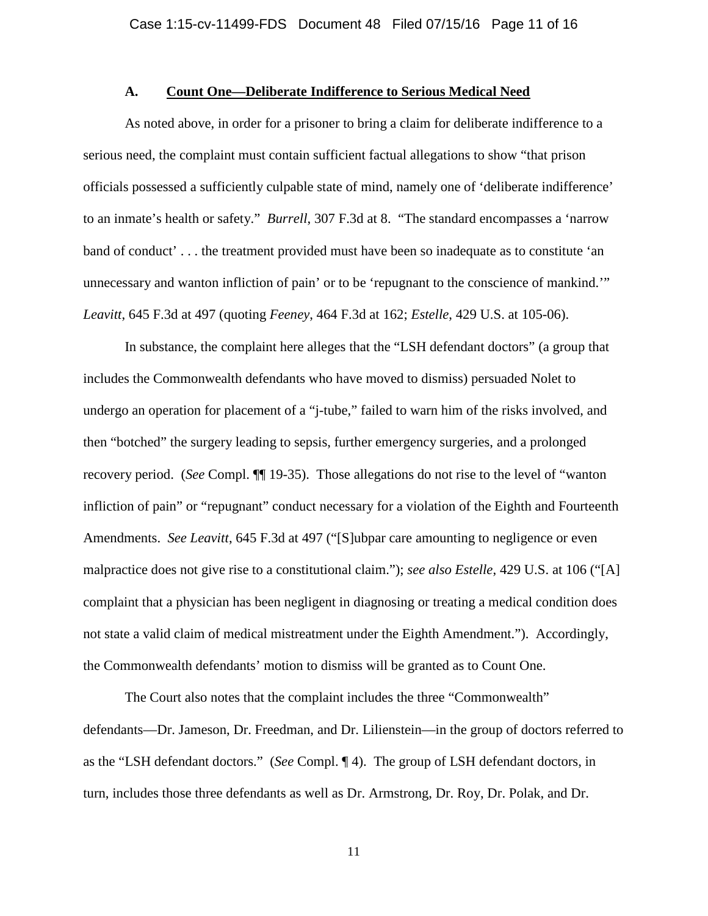### A. Count One—Deliberate Indifference to Serious Medical Need

As noted above, in order for a prisoner to bring a claim for deliberate indifference to a serious need, the complaint must contain sufficient factual allegations to show "that prison officials possessed a sufficiently culpable state of mind, namely one of 'deliberate indifference' to an inmate's health or safety." *Burrell*, 307 F.3d at 8. "The standard encompasses a 'narrow band of conduct' . . . the treatment provided must have been so inadequate as to constitute 'an unnecessary and wanton infliction of pain' or to be 'repugnant to the conscience of mankind.'" *Leavitt*, 645 F.3d at 497 (quoting *Feeney*, 464 F.3d at 162; *Estelle*, 429 U.S. at 105-06).

In substance, the complaint here alleges that the "LSH defendant doctors" (a group that includes the Commonwealth defendants who have moved to dismiss) persuaded Nolet to undergo an operation for placement of a "j-tube," failed to warn him of the risks involved, and then "botched" the surgery leading to sepsis, further emergency surgeries, and a prolonged recovery period. (*See* Compl. ¶¶ 19-35). Those allegations do not rise to the level of "wanton infliction of pain" or "repugnant" conduct necessary for a violation of the Eighth and Fourteenth Amendments. *See Leavitt*, 645 F.3d at 497 ("[S]ubpar care amounting to negligence or even malpractice does not give rise to a constitutional claim."); *see also Estelle*, 429 U.S. at 106 ("[A] complaint that a physician has been negligent in diagnosing or treating a medical condition does not state a valid claim of medical mistreatment under the Eighth Amendment."). Accordingly, the Commonwealth defendants' motion to dismiss will be granted as to Count One.

The Court also notes that the complaint includes the three "Commonwealth" defendants—Dr. Jameson, Dr. Freedman, and Dr. Lilienstein—in the group of doctors referred to as the "LSH defendant doctors." (*See* Compl. ¶ 4). The group of LSH defendant doctors, in turn, includes those three defendants as well as Dr. Armstrong, Dr. Roy, Dr. Polak, and Dr.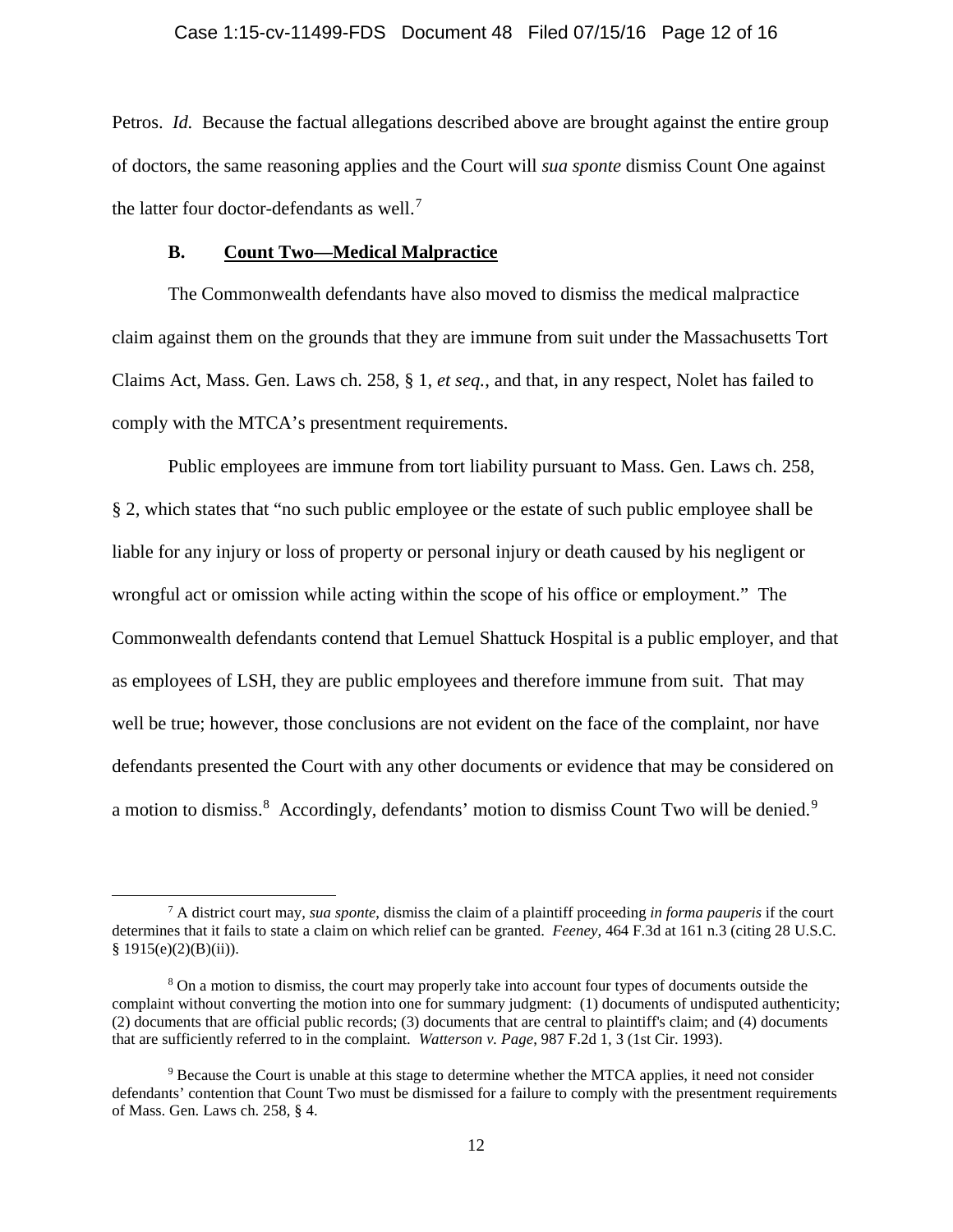Petros. *Id.* Because the factual allegations described above are brought against the entire group of doctors, the same reasoning applies and the Court will *sua sponte* dismiss Count One against the latter four doctor-defendants as well.[7]

### B. Count Two—Medical Malpractice

The Commonwealth defendants have also moved to dismiss the medical malpractice claim against them on the grounds that they are immune from suit under the Massachusetts Tort Claims Act, Mass. Gen. Laws ch. 258, § 1, *et seq.*, and that, in any respect, Nolet has failed to comply with the MTCA's presentment requirements.

Public employees are immune from tort liability pursuant to Mass. Gen. Laws ch. 258, § 2, which states that "no such public employee or the estate of such public employee shall be liable for any injury or loss of property or personal injury or death caused by his negligent or wrongful act or omission while acting within the scope of his office or employment." The Commonwealth defendants contend that Lemuel Shattuck Hospital is a public employer, and that as employees of LSH, they are public employees and therefore immune from suit. That may well be true; however, those conclusions are not evident on the face of the complaint, nor have defendants presented the Court with any other documents or evidence that may be considered on a motion to dismiss.[8] Accordingly, defendants' motion to dismiss Count Two will be denied.[9]

---

[7] A district court may, *sua sponte*, dismiss the claim of a plaintiff proceeding *in forma pauperis* if the court determines that it fails to state a claim on which relief can be granted. *Feeney*, 464 F.3d at 161 n.3 (citing 28 U.S.C. § 1915(e)(2)(B)(ii)).

[8] On a motion to dismiss, the court may properly take into account four types of documents outside the complaint without converting the motion into one for summary judgment: (1) documents of undisputed authenticity; (2) documents that are official public records; (3) documents that are central to plaintiff's claim; and (4) documents that are sufficiently referred to in the complaint. *Watterson v. Page*, 987 F.2d 1, 3 (1st Cir. 1993).

[9] Because the Court is unable at this stage to determine whether the MTCA applies, it need not consider defendants' contention that Count Two must be dismissed for a failure to comply with the presentment requirements of Mass. Gen. Laws ch. 258, § 4.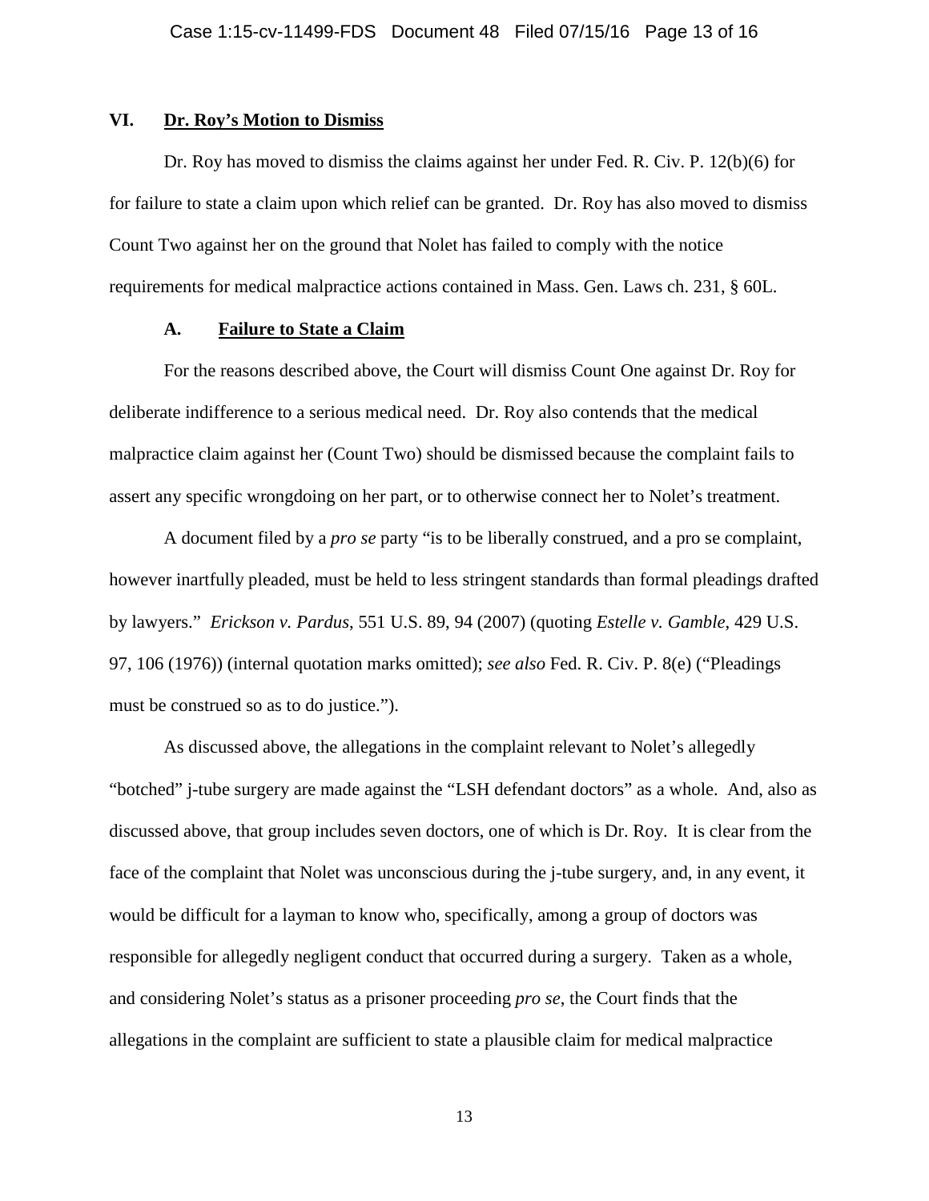## VI. Dr. Roy's Motion to Dismiss

Dr. Roy has moved to dismiss the claims against her under Fed. R. Civ. P. 12(b)(6) for for failure to state a claim upon which relief can be granted. Dr. Roy has also moved to dismiss Count Two against her on the ground that Nolet has failed to comply with the notice requirements for medical malpractice actions contained in Mass. Gen. Laws ch. 231, § 60L.

### A. Failure to State a Claim

For the reasons described above, the Court will dismiss Count One against Dr. Roy for deliberate indifference to a serious medical need. Dr. Roy also contends that the medical malpractice claim against her (Count Two) should be dismissed because the complaint fails to assert any specific wrongdoing on her part, or to otherwise connect her to Nolet's treatment.

A document filed by a *pro se* party "is to be liberally construed, and a pro se complaint, however inartfully pleaded, must be held to less stringent standards than formal pleadings drafted by lawyers." *Erickson v. Pardus*, 551 U.S. 89, 94 (2007) (quoting *Estelle v. Gamble*, 429 U.S. 97, 106 (1976)) (internal quotation marks omitted); *see also* Fed. R. Civ. P. 8(e) ("Pleadings must be construed so as to do justice.").

As discussed above, the allegations in the complaint relevant to Nolet's allegedly "botched" j-tube surgery are made against the "LSH defendant doctors" as a whole. And, also as discussed above, that group includes seven doctors, one of which is Dr. Roy. It is clear from the face of the complaint that Nolet was unconscious during the j-tube surgery, and, in any event, it would be difficult for a layman to know who, specifically, among a group of doctors was responsible for allegedly negligent conduct that occurred during a surgery. Taken as a whole, and considering Nolet's status as a prisoner proceeding *pro se*, the Court finds that the allegations in the complaint are sufficient to state a plausible claim for medical malpractice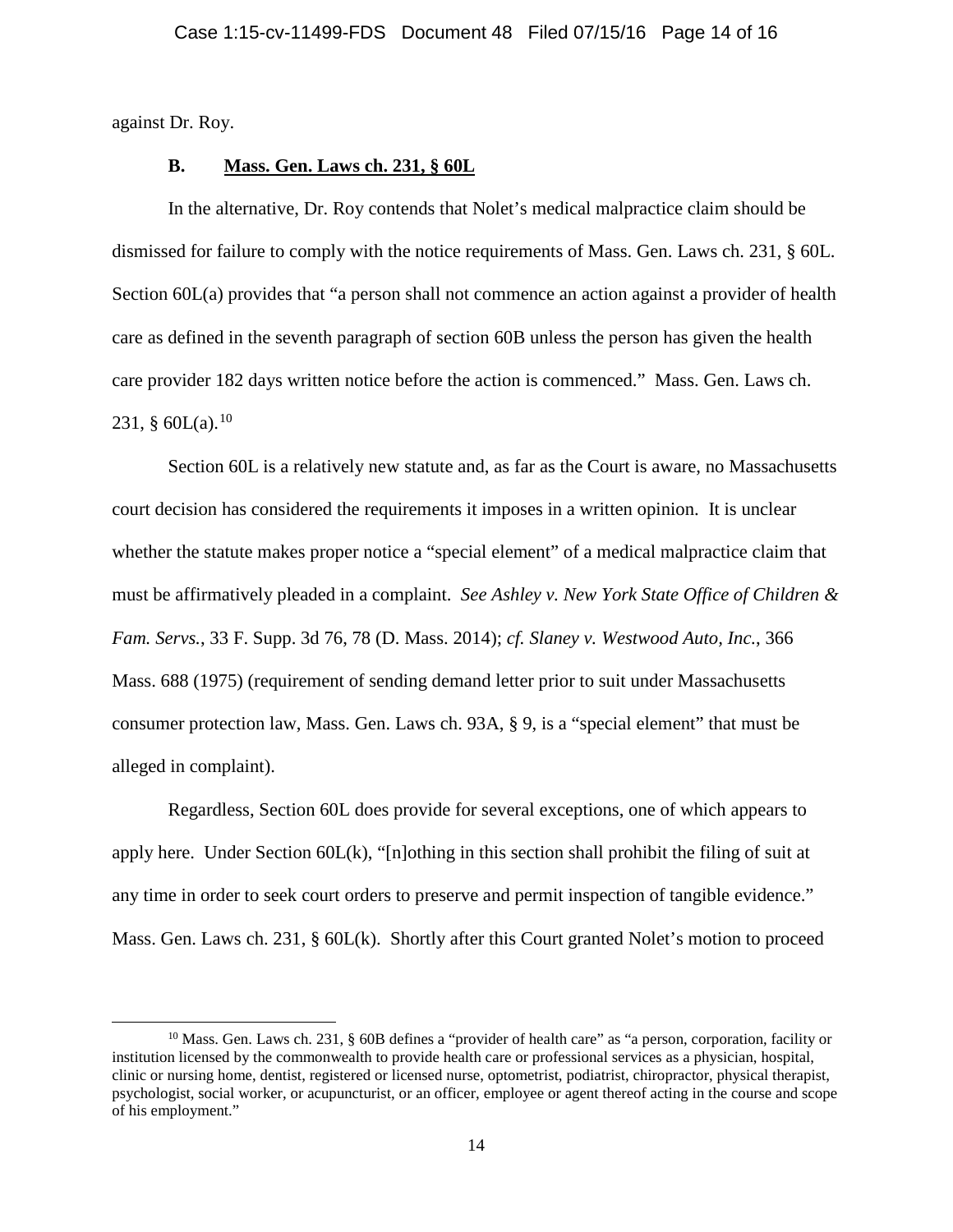against Dr. Roy.

### B. Mass. Gen. Laws ch. 231, § 60L

In the alternative, Dr. Roy contends that Nolet's medical malpractice claim should be dismissed for failure to comply with the notice requirements of Mass. Gen. Laws ch. 231, § 60L. Section 60L(a) provides that "a person shall not commence an action against a provider of health care as defined in the seventh paragraph of section 60B unless the person has given the health care provider 182 days written notice before the action is commenced." Mass. Gen. Laws ch. 231, § 60L(a).[10]

Section 60L is a relatively new statute and, as far as the Court is aware, no Massachusetts court decision has considered the requirements it imposes in a written opinion. It is unclear whether the statute makes proper notice a "special element" of a medical malpractice claim that must be affirmatively pleaded in a complaint. *See Ashley v. New York State Office of Children & Fam. Servs.*, 33 F. Supp. 3d 76, 78 (D. Mass. 2014); *cf. Slaney v. Westwood Auto, Inc.*, 366 Mass. 688 (1975) (requirement of sending demand letter prior to suit under Massachusetts consumer protection law, Mass. Gen. Laws ch. 93A, § 9, is a "special element" that must be alleged in complaint).

Regardless, Section 60L does provide for several exceptions, one of which appears to apply here. Under Section 60L(k), "[n]othing in this section shall prohibit the filing of suit at any time in order to seek court orders to preserve and permit inspection of tangible evidence." Mass. Gen. Laws ch. 231, § 60L(k). Shortly after this Court granted Nolet's motion to proceed

[10] Mass. Gen. Laws ch. 231, § 60B defines a "provider of health care" as "a person, corporation, facility or institution licensed by the commonwealth to provide health care or professional services as a physician, hospital, clinic or nursing home, dentist, registered or licensed nurse, optometrist, podiatrist, chiropractor, physical therapist, psychologist, social worker, or acupuncturist, or an officer, employee or agent thereof acting in the course and scope of his employment."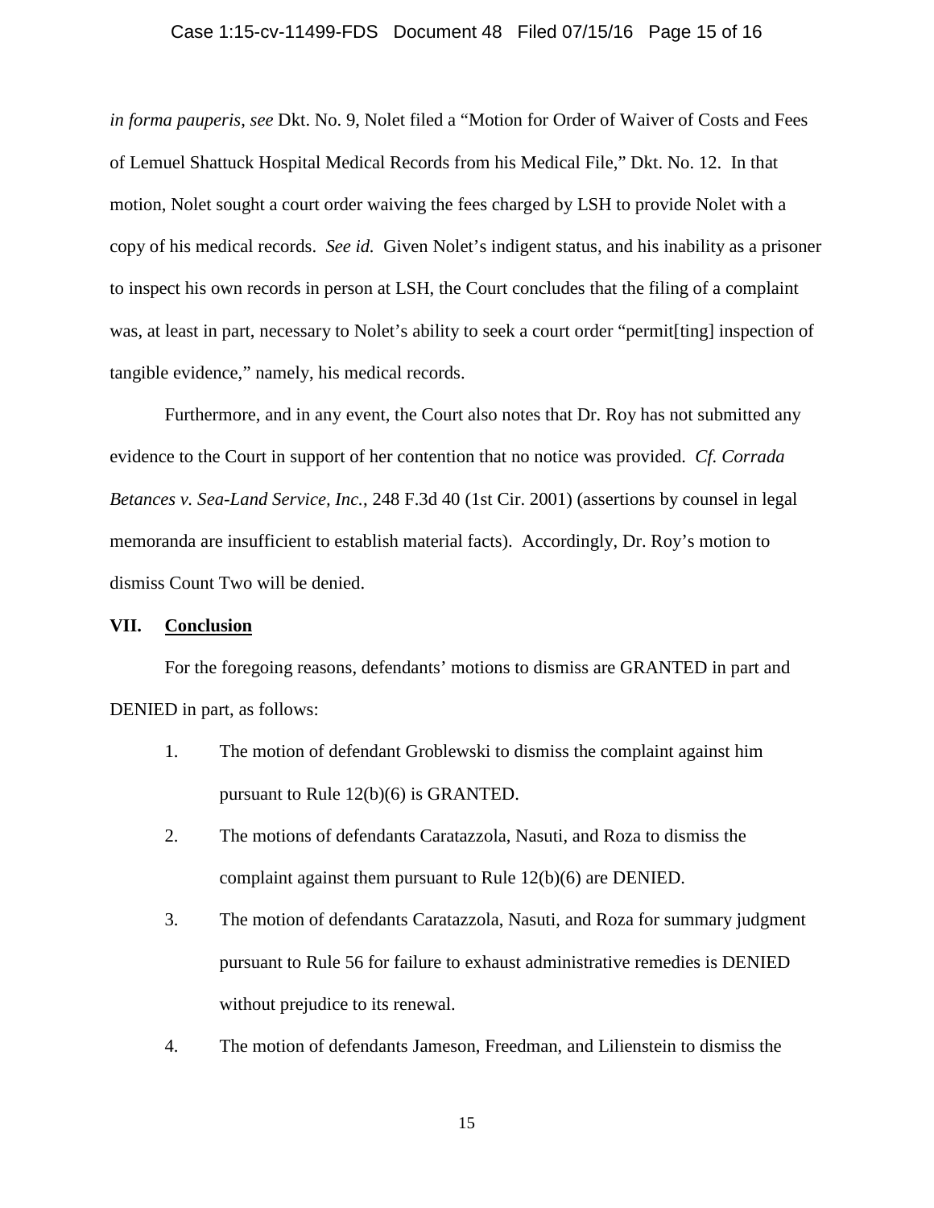*in forma pauperis*, *see* Dkt. No. 9, Nolet filed a "Motion for Order of Waiver of Costs and Fees of Lemuel Shattuck Hospital Medical Records from his Medical File," Dkt. No. 12. In that motion, Nolet sought a court order waiving the fees charged by LSH to provide Nolet with a copy of his medical records. *See id.* Given Nolet's indigent status, and his inability as a prisoner to inspect his own records in person at LSH, the Court concludes that the filing of a complaint was, at least in part, necessary to Nolet's ability to seek a court order "permit[ting] inspection of tangible evidence," namely, his medical records.

Furthermore, and in any event, the Court also notes that Dr. Roy has not submitted any evidence to the Court in support of her contention that no notice was provided. *Cf. Corrada Betances v. Sea-Land Service, Inc.*, 248 F.3d 40 (1st Cir. 2001) (assertions by counsel in legal memoranda are insufficient to establish material facts). Accordingly, Dr. Roy's motion to dismiss Count Two will be denied.

## VII. Conclusion

For the foregoing reasons, defendants' motions to dismiss are GRANTED in part and DENIED in part, as follows:

1. The motion of defendant Groblewski to dismiss the complaint against him pursuant to Rule 12(b)(6) is GRANTED.
2. The motions of defendants Caratazzola, Nasuti, and Roza to dismiss the complaint against them pursuant to Rule 12(b)(6) are DENIED.
3. The motion of defendants Caratazzola, Nasuti, and Roza for summary judgment pursuant to Rule 56 for failure to exhaust administrative remedies is DENIED without prejudice to its renewal.
4. The motion of defendants Jameson, Freedman, and Lilienstein to dismiss the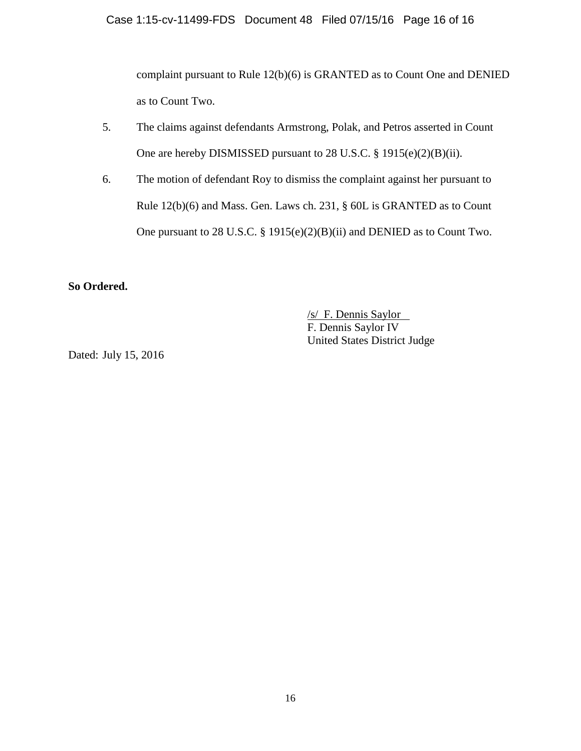complaint pursuant to Rule 12(b)(6) is GRANTED as to Count One and DENIED as to Count Two.

5. The claims against defendants Armstrong, Polak, and Petros asserted in Count One are hereby DISMISSED pursuant to 28 U.S.C. § 1915(e)(2)(B)(ii).

6. The motion of defendant Roy to dismiss the complaint against her pursuant to Rule 12(b)(6) and Mass. Gen. Laws ch. 231, § 60L is GRANTED as to Count One pursuant to 28 U.S.C. § 1915(e)(2)(B)(ii) and DENIED as to Count Two.

**So Ordered.**

/s/ F. Dennis Saylor
F. Dennis Saylor IV
United States District Judge

Dated: July 15, 2016